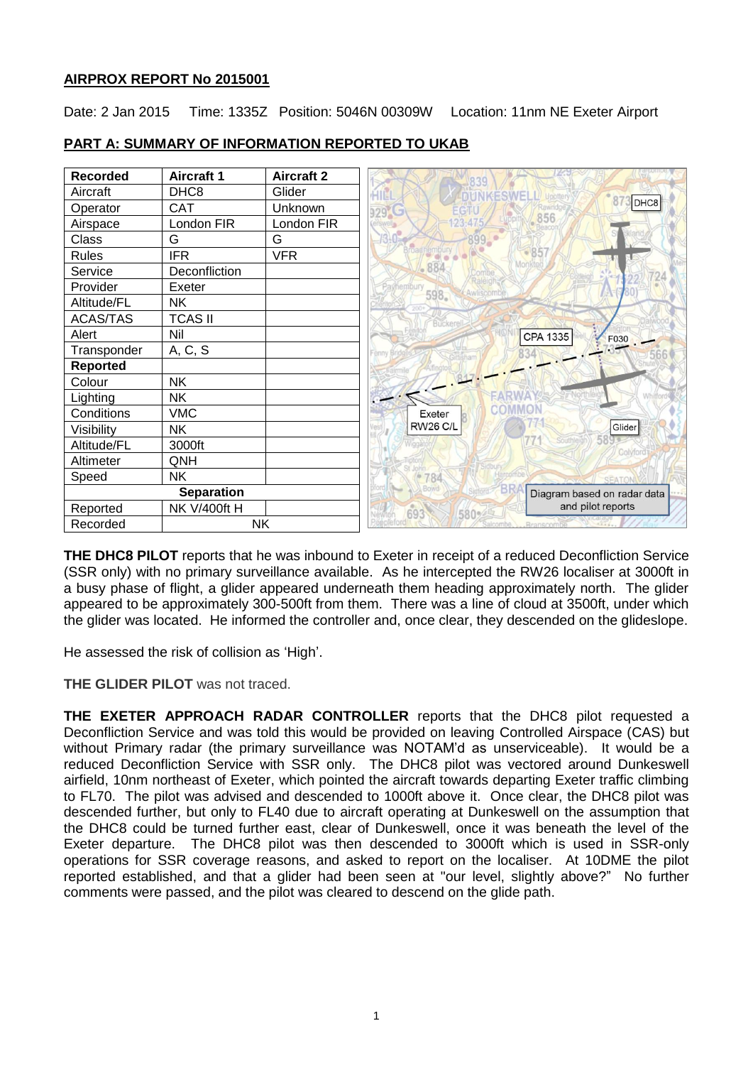**AIRPROX REPORT No 2015001**

Date: 2 Jan 2015 Time: 1335Z Position: 5046N 00309W Location: 11nm NE Exeter Airport

**PART A: SUMMARY OF INFORMATION REPORTED TO UKAB**

| Recorded | Aircraft 1 | Aircraft 2 |
|---|---|---|
| Aircraft | DHC8 | Glider |
| Operator | CAT | Unknown |
| Airspace | London FIR | London FIR |
| Class | G | G |
| Rules | IFR | VFR |
| Service | Deconfliction | |
| Provider | Exeter | |
| Altitude/FL | NK | |
| ACAS/TAS | TCAS II | |
| Alert | Nil | |
| Transponder | A, C, S | |
| **Reported** | | |
| Colour | NK | |
| Lighting | NK | |
| Conditions | VMC | |
| Visibility | NK | |
| Altitude/FL | 3000ft | |
| Altimeter | QNH | |
| Speed | NK | |
| **Separation** | | |
| Reported | NK V/400ft H | |
| Recorded | NK | |

Diagram based on radar data and pilot reports

**THE DHC8 PILOT** reports that he was inbound to Exeter in receipt of a reduced Deconfliction Service (SSR only) with no primary surveillance available. As he intercepted the RW26 localiser at 3000ft in a busy phase of flight, a glider appeared underneath them heading approximately north. The glider appeared to be approximately 300-500ft from them. There was a line of cloud at 3500ft, under which the glider was located. He informed the controller and, once clear, they descended on the glideslope.

He assessed the risk of collision as 'High'.

**THE GLIDER PILOT** was not traced.

**THE EXETER APPROACH RADAR CONTROLLER** reports that the DHC8 pilot requested a Deconfliction Service and was told this would be provided on leaving Controlled Airspace (CAS) but without Primary radar (the primary surveillance was NOTAM'd as unserviceable). It would be a reduced Deconfliction Service with SSR only. The DHC8 pilot was vectored around Dunkeswell airfield, 10nm northeast of Exeter, which pointed the aircraft towards departing Exeter traffic climbing to FL70. The pilot was advised and descended to 1000ft above it. Once clear, the DHC8 pilot was descended further, but only to FL40 due to aircraft operating at Dunkeswell on the assumption that the DHC8 could be turned further east, clear of Dunkeswell, once it was beneath the level of the Exeter departure. The DHC8 pilot was then descended to 3000ft which is used in SSR-only operations for SSR coverage reasons, and asked to report on the localiser. At 10DME the pilot reported established, and that a glider had been seen at "our level, slightly above?" No further comments were passed, and the pilot was cleared to descend on the glide path.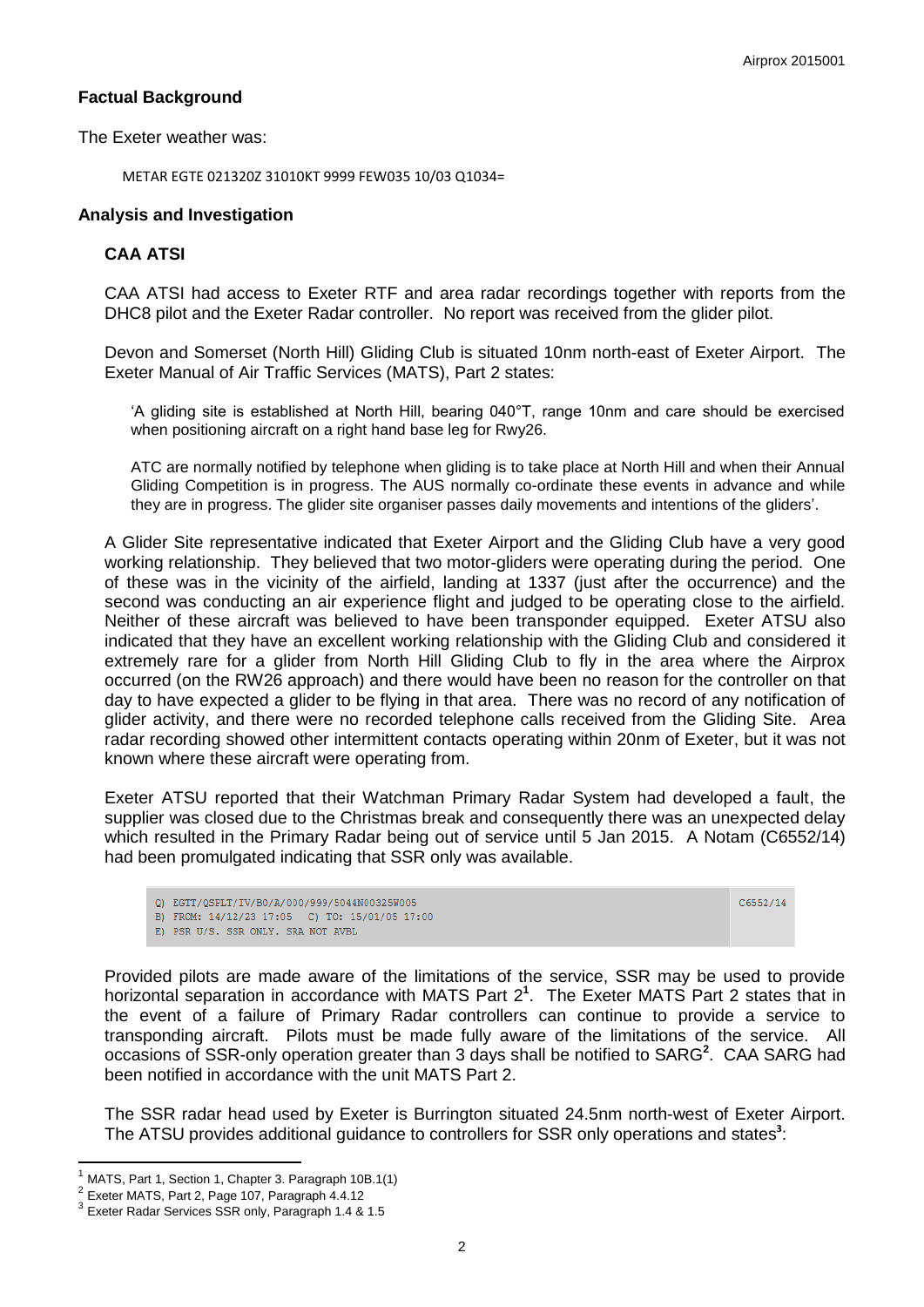## Factual Background

The Exeter weather was:

```
METAR EGTE 021320Z 31010KT 9999 FEW035 10/03 Q1034=
```

## Analysis and Investigation

### CAA ATSI

CAA ATSI had access to Exeter RTF and area radar recordings together with reports from the DHC8 pilot and the Exeter Radar controller. No report was received from the glider pilot.

Devon and Somerset (North Hill) Gliding Club is situated 10nm north-east of Exeter Airport. The Exeter Manual of Air Traffic Services (MATS), Part 2 states:

> 'A gliding site is established at North Hill, bearing 040°T, range 10nm and care should be exercised when positioning aircraft on a right hand base leg for Rwy26.
>
> ATC are normally notified by telephone when gliding is to take place at North Hill and when their Annual Gliding Competition is in progress. The AUS normally co-ordinate these events in advance and while they are in progress. The glider site organiser passes daily movements and intentions of the gliders'.

A Glider Site representative indicated that Exeter Airport and the Gliding Club have a very good working relationship. They believed that two motor-gliders were operating during the period. One of these was in the vicinity of the airfield, landing at 1337 (just after the occurrence) and the second was conducting an air experience flight and judged to be operating close to the airfield. Neither of these aircraft was believed to have been transponder equipped. Exeter ATSU also indicated that they have an excellent working relationship with the Gliding Club and considered it extremely rare for a glider from North Hill Gliding Club to fly in the area where the Airprox occurred (on the RW26 approach) and there would have been no reason for the controller on that day to have expected a glider to be flying in that area. There was no record of any notification of glider activity, and there were no recorded telephone calls received from the Gliding Site. Area radar recording showed other intermittent contacts operating within 20nm of Exeter, but it was not known where these aircraft were operating from.

Exeter ATSU reported that their Watchman Primary Radar System had developed a fault, the supplier was closed due to the Christmas break and consequently there was an unexpected delay which resulted in the Primary Radar being out of service until 5 Jan 2015. A Notam (C6552/14) had been promulgated indicating that SSR only was available.

```
Q) EGTT/QSPLT/IV/BO/A/000/999/5044N00325W005                C6552/14
B) FROM: 14/12/23 17:05   C) TO: 15/01/05 17:00
E) PSR U/S. SSR ONLY. SRA NOT AVBL
```

Provided pilots are made aware of the limitations of the service, SSR may be used to provide horizontal separation in accordance with MATS Part 2[1]. The Exeter MATS Part 2 states that in the event of a failure of Primary Radar controllers can continue to provide a service to transponding aircraft. Pilots must be made fully aware of the limitations of the service. All occasions of SSR-only operation greater than 3 days shall be notified to SARG[2]. CAA SARG had been notified in accordance with the unit MATS Part 2.

The SSR radar head used by Exeter is Burrington situated 24.5nm north-west of Exeter Airport. The ATSU provides additional guidance to controllers for SSR only operations and states[3]:

---

[1] MATS, Part 1, Section 1, Chapter 3. Paragraph 10B.1(1)

[2] Exeter MATS, Part 2, Page 107, Paragraph 4.4.12

[3] Exeter Radar Services SSR only, Paragraph 1.4 & 1.5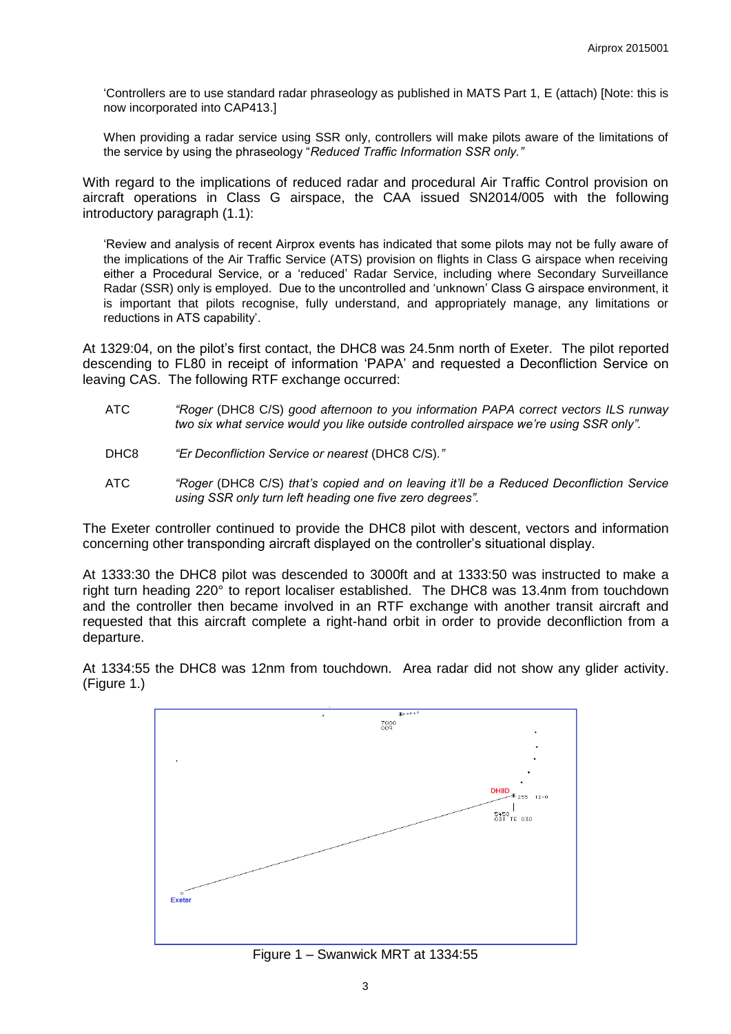'Controllers are to use standard radar phraseology as published in MATS Part 1, E (attach) [Note: this is now incorporated into CAP413.]

When providing a radar service using SSR only, controllers will make pilots aware of the limitations of the service by using the phraseology "*Reduced Traffic Information SSR only."*

With regard to the implications of reduced radar and procedural Air Traffic Control provision on aircraft operations in Class G airspace, the CAA issued SN2014/005 with the following introductory paragraph (1.1):

'Review and analysis of recent Airprox events has indicated that some pilots may not be fully aware of the implications of the Air Traffic Service (ATS) provision on flights in Class G airspace when receiving either a Procedural Service, or a 'reduced' Radar Service, including where Secondary Surveillance Radar (SSR) only is employed. Due to the uncontrolled and 'unknown' Class G airspace environment, it is important that pilots recognise, fully understand, and appropriately manage, any limitations or reductions in ATS capability'.

At 1329:04, on the pilot's first contact, the DHC8 was 24.5nm north of Exeter. The pilot reported descending to FL80 in receipt of information 'PAPA' and requested a Deconfliction Service on leaving CAS. The following RTF exchange occurred:

ATC *"Roger* (DHC8 C/S) *good afternoon to you information PAPA correct vectors ILS runway two six what service would you like outside controlled airspace we're using SSR only".*

DHC8 *"Er Deconfliction Service or nearest* (DHC8 C/S)*."*

ATC *"Roger* (DHC8 C/S) *that's copied and on leaving it'll be a Reduced Deconfliction Service using SSR only turn left heading one five zero degrees".*

The Exeter controller continued to provide the DHC8 pilot with descent, vectors and information concerning other transponding aircraft displayed on the controller's situational display.

At 1333:30 the DHC8 pilot was descended to 3000ft and at 1333:50 was instructed to make a right turn heading 220° to report localiser established. The DHC8 was 13.4nm from touchdown and the controller then became involved in an RTF exchange with another transit aircraft and requested that this aircraft complete a right-hand orbit in order to provide deconfliction from a departure.

At 1334:55 the DHC8 was 12nm from touchdown. Area radar did not show any glider activity. (Figure 1.)

Figure 1 – Swanwick MRT at 1334:55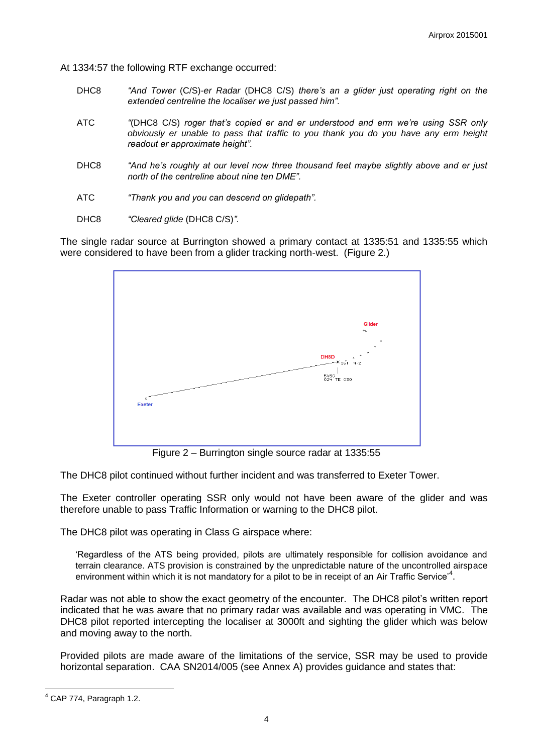At 1334:57 the following RTF exchange occurred:

DHC8 *"And Tower* (C/S)*-er Radar* (DHC8 C/S) *there's an a glider just operating right on the extended centreline the localiser we just passed him".*

ATC *"*(DHC8 C/S) *roger that's copied er and er understood and erm we're using SSR only obviously er unable to pass that traffic to you thank you do you have any erm height readout er approximate height".*

DHC8 *"And he's roughly at our level now three thousand feet maybe slightly above and er just north of the centreline about nine ten DME".*

ATC *"Thank you and you can descend on glidepath".*

DHC8 *"Cleared glide* (DHC8 C/S)*".*

The single radar source at Burrington showed a primary contact at 1335:51 and 1335:55 which were considered to have been from a glider tracking north-west. (Figure 2.)

Figure 2 – Burrington single source radar at 1335:55

The DHC8 pilot continued without further incident and was transferred to Exeter Tower.

The Exeter controller operating SSR only would not have been aware of the glider and was therefore unable to pass Traffic Information or warning to the DHC8 pilot.

The DHC8 pilot was operating in Class G airspace where:

> 'Regardless of the ATS being provided, pilots are ultimately responsible for collision avoidance and terrain clearance. ATS provision is constrained by the unpredictable nature of the uncontrolled airspace environment within which it is not mandatory for a pilot to be in receipt of an Air Traffic Service'[4].

Radar was not able to show the exact geometry of the encounter. The DHC8 pilot's written report indicated that he was aware that no primary radar was available and was operating in VMC. The DHC8 pilot reported intercepting the localiser at 3000ft and sighting the glider which was below and moving away to the north.

Provided pilots are made aware of the limitations of the service, SSR may be used to provide horizontal separation. CAA SN2014/005 (see Annex A) provides guidance and states that:

---

[4] CAP 774, Paragraph 1.2.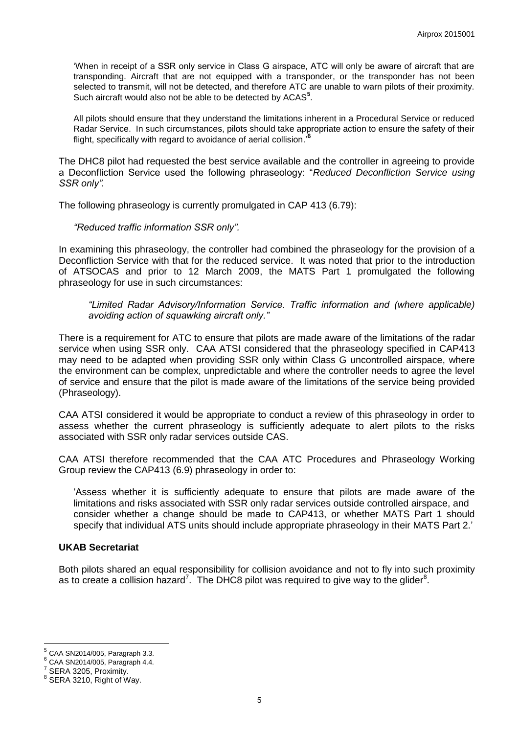'When in receipt of a SSR only service in Class G airspace, ATC will only be aware of aircraft that are transponding. Aircraft that are not equipped with a transponder, or the transponder has not been selected to transmit, will not be detected, and therefore ATC are unable to warn pilots of their proximity. Such aircraft would also not be able to be detected by ACAS[5].

All pilots should ensure that they understand the limitations inherent in a Procedural Service or reduced Radar Service. In such circumstances, pilots should take appropriate action to ensure the safety of their flight, specifically with regard to avoidance of aerial collision.'[6]

The DHC8 pilot had requested the best service available and the controller in agreeing to provide a Deconfliction Service used the following phraseology: "*Reduced Deconfliction Service using SSR only"*.

The following phraseology is currently promulgated in CAP 413 (6.79):

*"Reduced traffic information SSR only".*

In examining this phraseology, the controller had combined the phraseology for the provision of a Deconfliction Service with that for the reduced service. It was noted that prior to the introduction of ATSOCAS and prior to 12 March 2009, the MATS Part 1 promulgated the following phraseology for use in such circumstances:

*"Limited Radar Advisory/Information Service. Traffic information and (where applicable) avoiding action of squawking aircraft only."*

There is a requirement for ATC to ensure that pilots are made aware of the limitations of the radar service when using SSR only. CAA ATSI considered that the phraseology specified in CAP413 may need to be adapted when providing SSR only within Class G uncontrolled airspace, where the environment can be complex, unpredictable and where the controller needs to agree the level of service and ensure that the pilot is made aware of the limitations of the service being provided (Phraseology).

CAA ATSI considered it would be appropriate to conduct a review of this phraseology in order to assess whether the current phraseology is sufficiently adequate to alert pilots to the risks associated with SSR only radar services outside CAS.

CAA ATSI therefore recommended that the CAA ATC Procedures and Phraseology Working Group review the CAP413 (6.9) phraseology in order to:

'Assess whether it is sufficiently adequate to ensure that pilots are made aware of the limitations and risks associated with SSR only radar services outside controlled airspace, and consider whether a change should be made to CAP413, or whether MATS Part 1 should specify that individual ATS units should include appropriate phraseology in their MATS Part 2.'

### UKAB Secretariat

Both pilots shared an equal responsibility for collision avoidance and not to fly into such proximity as to create a collision hazard[7]. The DHC8 pilot was required to give way to the glider[8].

---

[5] CAA SN2014/005, Paragraph 3.3.

[6] CAA SN2014/005, Paragraph 4.4.

[7] SERA 3205, Proximity.

[8] SERA 3210, Right of Way.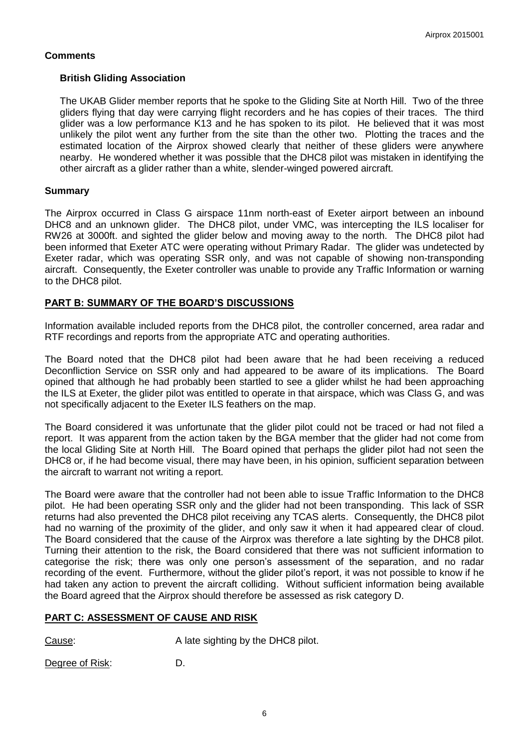## Comments

### British Gliding Association

The UKAB Glider member reports that he spoke to the Gliding Site at North Hill. Two of the three gliders flying that day were carrying flight recorders and he has copies of their traces. The third glider was a low performance K13 and he has spoken to its pilot. He believed that it was most unlikely the pilot went any further from the site than the other two. Plotting the traces and the estimated location of the Airprox showed clearly that neither of these gliders were anywhere nearby. He wondered whether it was possible that the DHC8 pilot was mistaken in identifying the other aircraft as a glider rather than a white, slender-winged powered aircraft.

## Summary

The Airprox occurred in Class G airspace 11nm north-east of Exeter airport between an inbound DHC8 and an unknown glider. The DHC8 pilot, under VMC, was intercepting the ILS localiser for RW26 at 3000ft. and sighted the glider below and moving away to the north. The DHC8 pilot had been informed that Exeter ATC were operating without Primary Radar. The glider was undetected by Exeter radar, which was operating SSR only, and was not capable of showing non-transponding aircraft. Consequently, the Exeter controller was unable to provide any Traffic Information or warning to the DHC8 pilot.

## PART B: SUMMARY OF THE BOARD'S DISCUSSIONS

Information available included reports from the DHC8 pilot, the controller concerned, area radar and RTF recordings and reports from the appropriate ATC and operating authorities.

The Board noted that the DHC8 pilot had been aware that he had been receiving a reduced Deconfliction Service on SSR only and had appeared to be aware of its implications. The Board opined that although he had probably been startled to see a glider whilst he had been approaching the ILS at Exeter, the glider pilot was entitled to operate in that airspace, which was Class G, and was not specifically adjacent to the Exeter ILS feathers on the map.

The Board considered it was unfortunate that the glider pilot could not be traced or had not filed a report. It was apparent from the action taken by the BGA member that the glider had not come from the local Gliding Site at North Hill. The Board opined that perhaps the glider pilot had not seen the DHC8 or, if he had become visual, there may have been, in his opinion, sufficient separation between the aircraft to warrant not writing a report.

The Board were aware that the controller had not been able to issue Traffic Information to the DHC8 pilot. He had been operating SSR only and the glider had not been transponding. This lack of SSR returns had also prevented the DHC8 pilot receiving any TCAS alerts. Consequently, the DHC8 pilot had no warning of the proximity of the glider, and only saw it when it had appeared clear of cloud. The Board considered that the cause of the Airprox was therefore a late sighting by the DHC8 pilot. Turning their attention to the risk, the Board considered that there was not sufficient information to categorise the risk; there was only one person's assessment of the separation, and no radar recording of the event. Furthermore, without the glider pilot's report, it was not possible to know if he had taken any action to prevent the aircraft colliding. Without sufficient information being available the Board agreed that the Airprox should therefore be assessed as risk category D.

## PART C: ASSESSMENT OF CAUSE AND RISK

Cause: A late sighting by the DHC8 pilot.

Degree of Risk: D.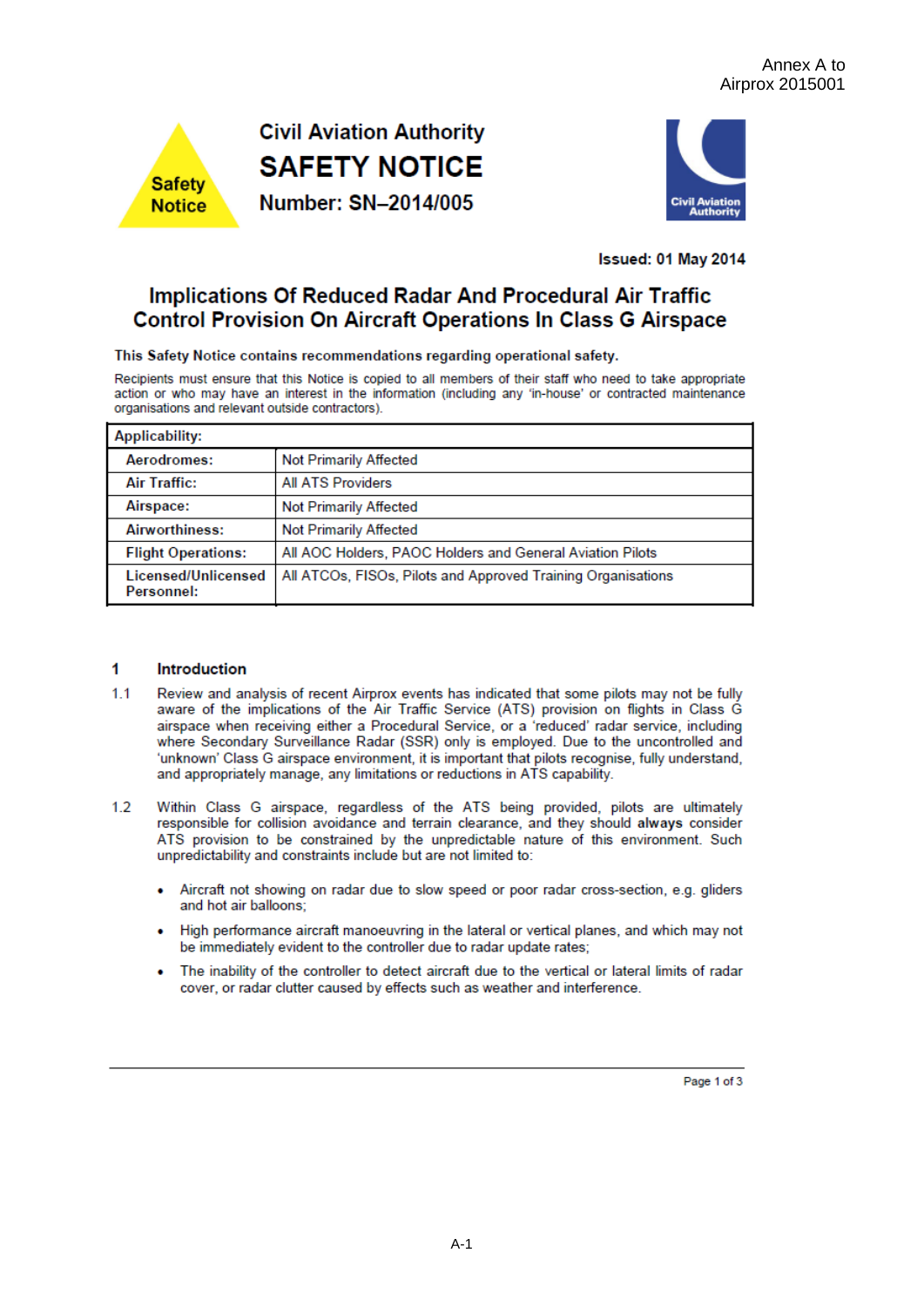Annex A to
Airprox 2015001

Safety Notice

Civil Aviation Authority

# SAFETY NOTICE

**Number: SN–2014/005**

**Issued: 01 May 2014**

## Implications Of Reduced Radar And Procedural Air Traffic Control Provision On Aircraft Operations In Class G Airspace

**This Safety Notice contains recommendations regarding operational safety.**

Recipients must ensure that this Notice is copied to all members of their staff who need to take appropriate action or who may have an interest in the information (including any 'in-house' or contracted maintenance organisations and relevant outside contractors).

| **Applicability:** | |
|---|---|
| **Aerodromes:** | Not Primarily Affected |
| **Air Traffic:** | All ATS Providers |
| **Airspace:** | Not Primarily Affected |
| **Airworthiness:** | Not Primarily Affected |
| **Flight Operations:** | All AOC Holders, PAOC Holders and General Aviation Pilots |
| **Licensed/Unlicensed Personnel:** | All ATCOs, FISOs, Pilots and Approved Training Organisations |

## 1 Introduction

1.1 Review and analysis of recent Airprox events has indicated that some pilots may not be fully aware of the implications of the Air Traffic Service (ATS) provision on flights in Class G airspace when receiving either a Procedural Service, or a 'reduced' radar service, including where Secondary Surveillance Radar (SSR) only is employed. Due to the uncontrolled and 'unknown' Class G airspace environment, it is important that pilots recognise, fully understand, and appropriately manage, any limitations or reductions in ATS capability.

1.2 Within Class G airspace, regardless of the ATS being provided, pilots are ultimately responsible for collision avoidance and terrain clearance, and they should **always** consider ATS provision to be constrained by the unpredictable nature of this environment. Such unpredictability and constraints include but are not limited to:

- Aircraft not showing on radar due to slow speed or poor radar cross-section, e.g. gliders and hot air balloons;
- High performance aircraft manoeuvring in the lateral or vertical planes, and which may not be immediately evident to the controller due to radar update rates;
- The inability of the controller to detect aircraft due to the vertical or lateral limits of radar cover, or radar clutter caused by effects such as weather and interference.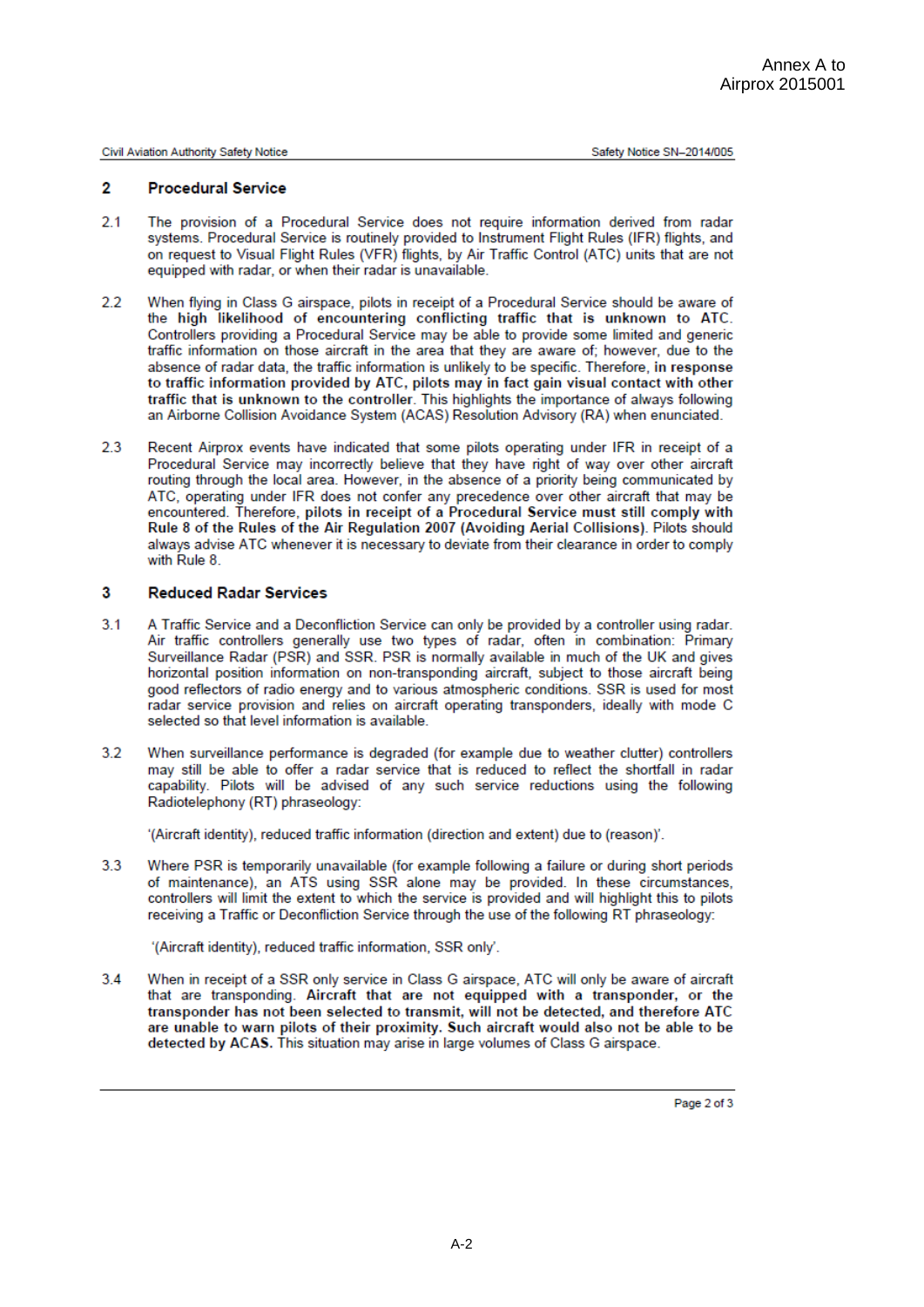## 2 Procedural Service

2.1 The provision of a Procedural Service does not require information derived from radar systems. Procedural Service is routinely provided to Instrument Flight Rules (IFR) flights, and on request to Visual Flight Rules (VFR) flights, by Air Traffic Control (ATC) units that are not equipped with radar, or when their radar is unavailable.

2.2 When flying in Class G airspace, pilots in receipt of a Procedural Service should be aware of **the high likelihood of encountering conflicting traffic that is unknown to ATC.** Controllers providing a Procedural Service may be able to provide some limited and generic traffic information on those aircraft in the area that they are aware of; however, due to the absence of radar data, the traffic information is unlikely to be specific. Therefore, **in response to traffic information provided by ATC, pilots may in fact gain visual contact with other traffic that is unknown to the controller.** This highlights the importance of always following an Airborne Collision Avoidance System (ACAS) Resolution Advisory (RA) when enunciated.

2.3 Recent Airprox events have indicated that some pilots operating under IFR in receipt of a Procedural Service may incorrectly believe that they have right of way over other aircraft routing through the local area. However, in the absence of a priority being communicated by ATC, operating under IFR does not confer any precedence over other aircraft that may be encountered. Therefore, **pilots in receipt of a Procedural Service must still comply with Rule 8 of the Rules of the Air Regulation 2007 (Avoiding Aerial Collisions).** Pilots should always advise ATC whenever it is necessary to deviate from their clearance in order to comply with Rule 8.

## 3 Reduced Radar Services

3.1 A Traffic Service and a Deconfliction Service can only be provided by a controller using radar. Air traffic controllers generally use two types of radar, often in combination: Primary Surveillance Radar (PSR) and SSR. PSR is normally available in much of the UK and gives horizontal position information on non-transponding aircraft, subject to those aircraft being good reflectors of radio energy and to various atmospheric conditions. SSR is used for most radar service provision and relies on aircraft operating transponders, ideally with mode C selected so that level information is available.

3.2 When surveillance performance is degraded (for example due to weather clutter) controllers may still be able to offer a radar service that is reduced to reflect the shortfall in radar capability. Pilots will be advised of any such service reductions using the following Radiotelephony (RT) phraseology:

'(Aircraft identity), reduced traffic information (direction and extent) due to (reason)'.

3.3 Where PSR is temporarily unavailable (for example following a failure or during short periods of maintenance), an ATS using SSR alone may be provided. In these circumstances, controllers will limit the extent to which the service is provided and will highlight this to pilots receiving a Traffic or Deconfliction Service through the use of the following RT phraseology:

'(Aircraft identity), reduced traffic information, SSR only'.

3.4 When in receipt of a SSR only service in Class G airspace, ATC will only be aware of aircraft that are transponding. **Aircraft that are not equipped with a transponder, or the transponder has not been selected to transmit, will not be detected, and therefore ATC are unable to warn pilots of their proximity. Such aircraft would also not be able to be detected by ACAS.** This situation may arise in large volumes of Class G airspace.